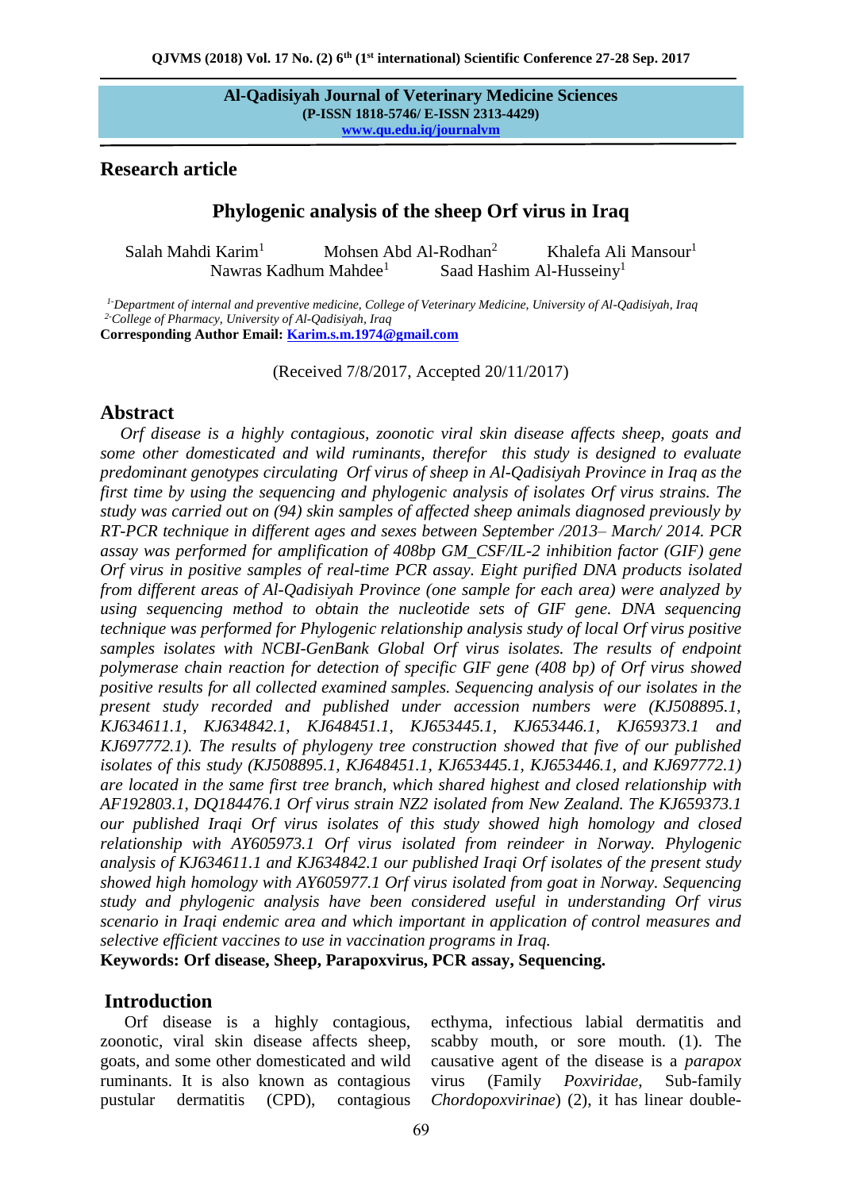**Al-Qadisiyah Journal of Veterinary Medicine Sciences**
**(P-ISSN 1818-5746/ E-ISSN 2313-4429)**
**www.qu.edu.iq/journalvm**

## Research article

# Phylogenic analysis of the sheep Orf virus in Iraq

Salah Mahdi Karim[1] Mohsen Abd Al-Rodhan[2] Khalefa Ali Mansour[1]
Nawras Kadhum Mahdee[1] Saad Hashim Al-Husseiny[1]

*[1] Department of internal and preventive medicine, College of Veterinary Medicine, University of Al-Qadisiyah, Iraq*
*[2] College of Pharmacy, University of Al-Qadisiyah, Iraq*
**Corresponding Author Email: Karim.s.m.1974@gmail.com**

(Received 7/8/2017, Accepted 20/11/2017)

## Abstract

*Orf disease is a highly contagious, zoonotic viral skin disease affects sheep, goats and some other domesticated and wild ruminants, therefor this study is designed to evaluate predominant genotypes circulating Orf virus of sheep in Al-Qadisiyah Province in Iraq as the first time by using the sequencing and phylogenic analysis of isolates Orf virus strains. The study was carried out on (94) skin samples of affected sheep animals diagnosed previously by RT-PCR technique in different ages and sexes between September /2013– March/ 2014. PCR assay was performed for amplification of 408bp GM_CSF/IL-2 inhibition factor (GIF) gene Orf virus in positive samples of real-time PCR assay. Eight purified DNA products isolated from different areas of Al-Qadisiyah Province (one sample for each area) were analyzed by using sequencing method to obtain the nucleotide sets of GIF gene. DNA sequencing technique was performed for Phylogenic relationship analysis study of local Orf virus positive samples isolates with NCBI-GenBank Global Orf virus isolates. The results of endpoint polymerase chain reaction for detection of specific GIF gene (408 bp) of Orf virus showed positive results for all collected examined samples. Sequencing analysis of our isolates in the present study recorded and published under accession numbers were (KJ508895.1, KJ634611.1, KJ634842.1, KJ648451.1, KJ653445.1, KJ653446.1, KJ659373.1 and KJ697772.1). The results of phylogeny tree construction showed that five of our published isolates of this study (KJ508895.1, KJ648451.1, KJ653445.1, KJ653446.1, and KJ697772.1) are located in the same first tree branch, which shared highest and closed relationship with AF192803.1, DQ184476.1 Orf virus strain NZ2 isolated from New Zealand. The KJ659373.1 our published Iraqi Orf virus isolates of this study showed high homology and closed relationship with AY605973.1 Orf virus isolated from reindeer in Norway. Phylogenic analysis of KJ634611.1 and KJ634842.1 our published Iraqi Orf isolates of the present study showed high homology with AY605977.1 Orf virus isolated from goat in Norway. Sequencing study and phylogenic analysis have been considered useful in understanding Orf virus scenario in Iraqi endemic area and which important in application of control measures and selective efficient vaccines to use in vaccination programs in Iraq.*

**Keywords: Orf disease, Sheep, Parapoxvirus, PCR assay, Sequencing.**

## Introduction

Orf disease is a highly contagious, zoonotic, viral skin disease affects sheep, goats, and some other domesticated and wild ruminants. It is also known as contagious pustular dermatitis (CPD), contagious ecthyma, infectious labial dermatitis and scabby mouth, or sore mouth. (1). The causative agent of the disease is a *parapox* virus (Family *Poxviridae*, Sub-family *Chordopoxvirinae*) (2), it has linear double-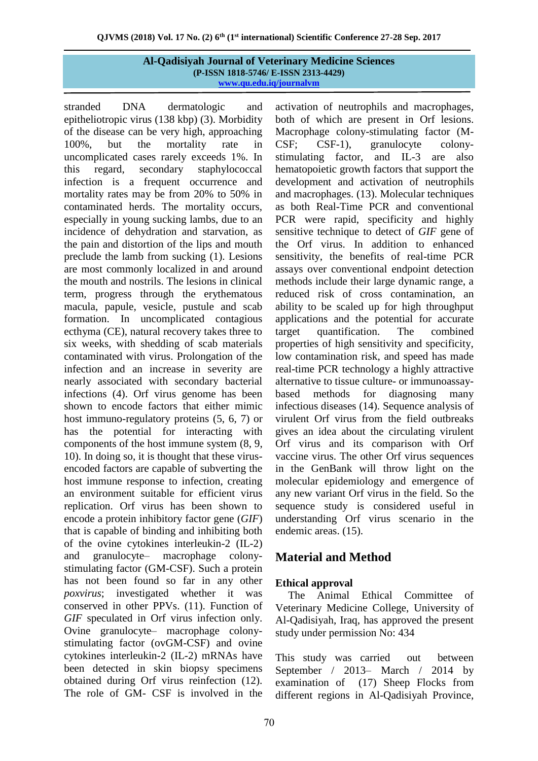stranded DNA dermatologic and epitheliotropic virus (138 kbp) (3). Morbidity of the disease can be very high, approaching 100%, but the mortality rate in uncomplicated cases rarely exceeds 1%. In this regard, secondary staphylococcal infection is a frequent occurrence and mortality rates may be from 20% to 50% in contaminated herds. The mortality occurs, especially in young sucking lambs, due to an incidence of dehydration and starvation, as the pain and distortion of the lips and mouth preclude the lamb from sucking (1). Lesions are most commonly localized in and around the mouth and nostrils. The lesions in clinical term, progress through the erythematous macula, papule, vesicle, pustule and scab formation. In uncomplicated contagious ecthyma (CE), natural recovery takes three to six weeks, with shedding of scab materials contaminated with virus. Prolongation of the infection and an increase in severity are nearly associated with secondary bacterial infections (4). Orf virus genome has been shown to encode factors that either mimic host immuno-regulatory proteins (5, 6, 7) or has the potential for interacting with components of the host immune system (8, 9, 10). In doing so, it is thought that these virus-encoded factors are capable of subverting the host immune response to infection, creating an environment suitable for efficient virus replication. Orf virus has been shown to encode a protein inhibitory factor gene (*GIF*) that is capable of binding and inhibiting both of the ovine cytokines interleukin-2 (IL-2) and granulocyte– macrophage colony-stimulating factor (GM-CSF). Such a protein has not been found so far in any other *poxvirus*; investigated whether it was conserved in other PPVs. (11). Function of *GIF* speculated in Orf virus infection only. Ovine granulocyte– macrophage colony-stimulating factor (ovGM-CSF) and ovine cytokines interleukin-2 (IL-2) mRNAs have been detected in skin biopsy specimens obtained during Orf virus reinfection (12). The role of GM- CSF is involved in the activation of neutrophils and macrophages, both of which are present in Orf lesions. Macrophage colony-stimulating factor (M-CSF; CSF-1), granulocyte colony-stimulating factor, and IL-3 are also hematopoietic growth factors that support the development and activation of neutrophils and macrophages. (13). Molecular techniques as both Real-Time PCR and conventional PCR were rapid, specificity and highly sensitive technique to detect of *GIF* gene of the Orf virus. In addition to enhanced sensitivity, the benefits of real-time PCR assays over conventional endpoint detection methods include their large dynamic range, a reduced risk of cross contamination, an ability to be scaled up for high throughput applications and the potential for accurate target quantification. The combined properties of high sensitivity and specificity, low contamination risk, and speed has made real-time PCR technology a highly attractive alternative to tissue culture- or immunoassay-based methods for diagnosing many infectious diseases (14). Sequence analysis of virulent Orf virus from the field outbreaks gives an idea about the circulating virulent Orf virus and its comparison with Orf vaccine virus. The other Orf virus sequences in the GenBank will throw light on the molecular epidemiology and emergence of any new variant Orf virus in the field. So the sequence study is considered useful in understanding Orf virus scenario in the endemic areas. (15).

## Material and Method

### Ethical approval

The Animal Ethical Committee of Veterinary Medicine College, University of Al-Qadisiyah, Iraq, has approved the present study under permission No: 434

This study was carried out between September / 2013– March / 2014 by examination of (17) Sheep Flocks from different regions in Al-Qadisiyah Province,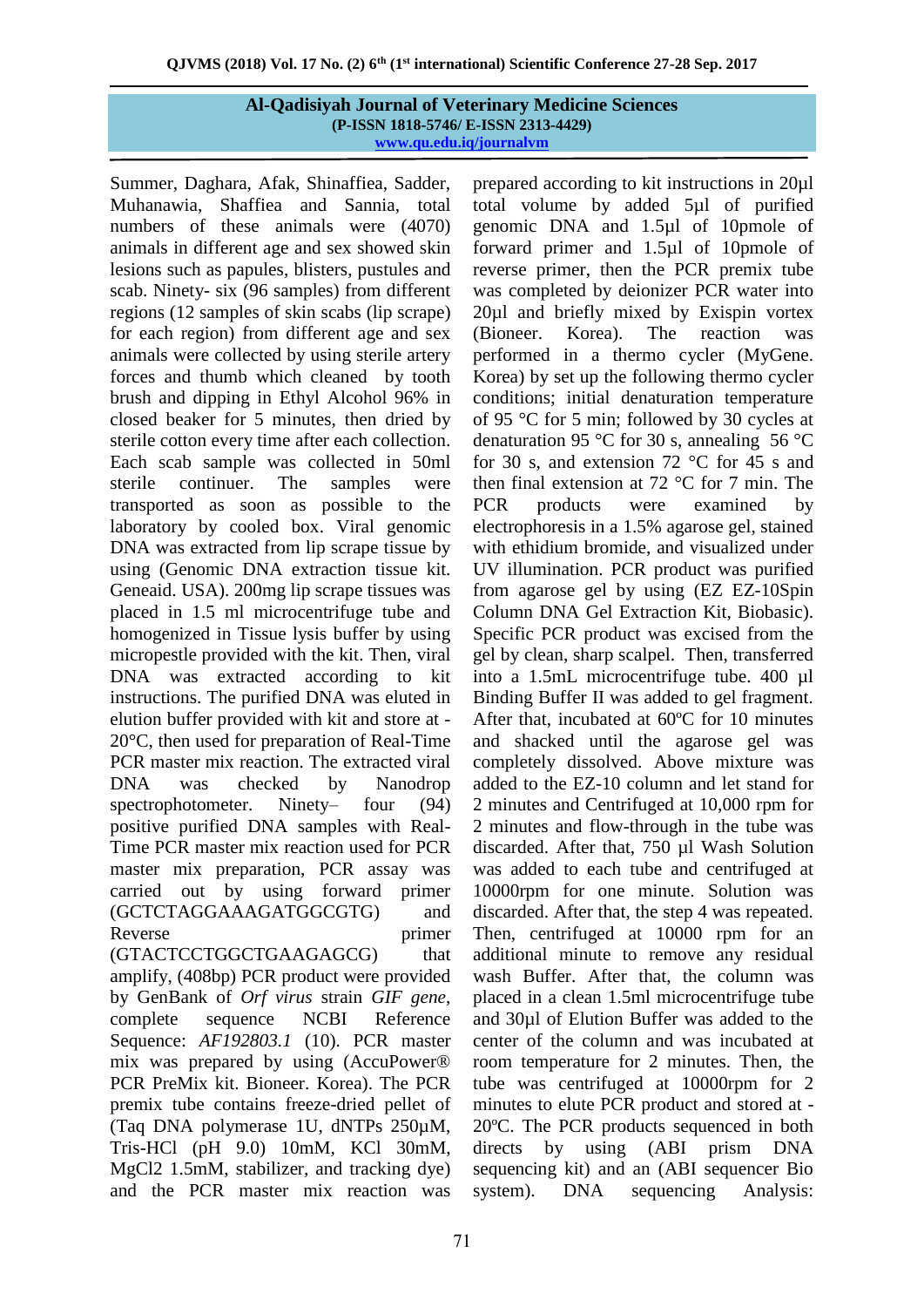Summer, Daghara, Afak, Shinaffiea, Sadder, Muhanawia, Shaffiea and Sannia, total numbers of these animals were (4070) animals in different age and sex showed skin lesions such as papules, blisters, pustules and scab. Ninety- six (96 samples) from different regions (12 samples of skin scabs (lip scrape) for each region) from different age and sex animals were collected by using sterile artery forces and thumb which cleaned by tooth brush and dipping in Ethyl Alcohol 96% in closed beaker for 5 minutes, then dried by sterile cotton every time after each collection. Each scab sample was collected in 50ml sterile continuer. The samples were transported as soon as possible to the laboratory by cooled box. Viral genomic DNA was extracted from lip scrape tissue by using (Genomic DNA extraction tissue kit. Geneaid. USA). 200mg lip scrape tissues was placed in 1.5 ml microcentrifuge tube and homogenized in Tissue lysis buffer by using micropestle provided with the kit. Then, viral DNA was extracted according to kit instructions. The purified DNA was eluted in elution buffer provided with kit and store at -20°C, then used for preparation of Real-Time PCR master mix reaction. The extracted viral DNA was checked by Nanodrop spectrophotometer. Ninety– four (94) positive purified DNA samples with Real-Time PCR master mix reaction used for PCR master mix preparation, PCR assay was carried out by using forward primer (GCTCTAGGAAAGATGGCGTG) and Reverse primer (GTACTCCTGGCTGAAGAGCG) that amplify, (408bp) PCR product were provided by GenBank of *Orf virus* strain *GIF gene*, complete sequence NCBI Reference Sequence: *AF192803.1* (10). PCR master mix was prepared by using (AccuPower® PCR PreMix kit. Bioneer. Korea). The PCR premix tube contains freeze-dried pellet of (Taq DNA polymerase 1U, dNTPs 250µM, Tris-HCl (pH 9.0) 10mM, KCl 30mM, $MgCl_2$ 1.5mM, stabilizer, and tracking dye) and the PCR master mix reaction was prepared according to kit instructions in 20µl total volume by added 5µl of purified genomic DNA and 1.5µl of 10pmole of forward primer and 1.5µl of 10pmole of reverse primer, then the PCR premix tube was completed by deionizer PCR water into 20µl and briefly mixed by Exispin vortex (Bioneer. Korea). The reaction was performed in a thermo cycler (MyGene. Korea) by set up the following thermo cycler conditions; initial denaturation temperature of 95 °C for 5 min; followed by 30 cycles at denaturation 95 °C for 30 s, annealing 56 °C for 30 s, and extension 72 °C for 45 s and then final extension at 72 °C for 7 min. The PCR products were examined by electrophoresis in a 1.5% agarose gel, stained with ethidium bromide, and visualized under UV illumination. PCR product was purified from agarose gel by using (EZ EZ-10Spin Column DNA Gel Extraction Kit, Biobasic). Specific PCR product was excised from the gel by clean, sharp scalpel. Then, transferred into a 1.5mL microcentrifuge tube. 400 µl Binding Buffer II was added to gel fragment. After that, incubated at 60ºC for 10 minutes and shacked until the agarose gel was completely dissolved. Above mixture was added to the EZ-10 column and let stand for 2 minutes and Centrifuged at 10,000 rpm for 2 minutes and flow-through in the tube was discarded. After that, 750 µl Wash Solution was added to each tube and centrifuged at 10000rpm for one minute. Solution was discarded. After that, the step 4 was repeated. Then, centrifuged at 10000 rpm for an additional minute to remove any residual wash Buffer. After that, the column was placed in a clean 1.5ml microcentrifuge tube and 30µl of Elution Buffer was added to the center of the column and was incubated at room temperature for 2 minutes. Then, the tube was centrifuged at 10000rpm for 2 minutes to elute PCR product and stored at -20ºC. The PCR products sequenced in both directs by using (ABI prism DNA sequencing kit) and an (ABI sequencer Bio system). DNA sequencing Analysis: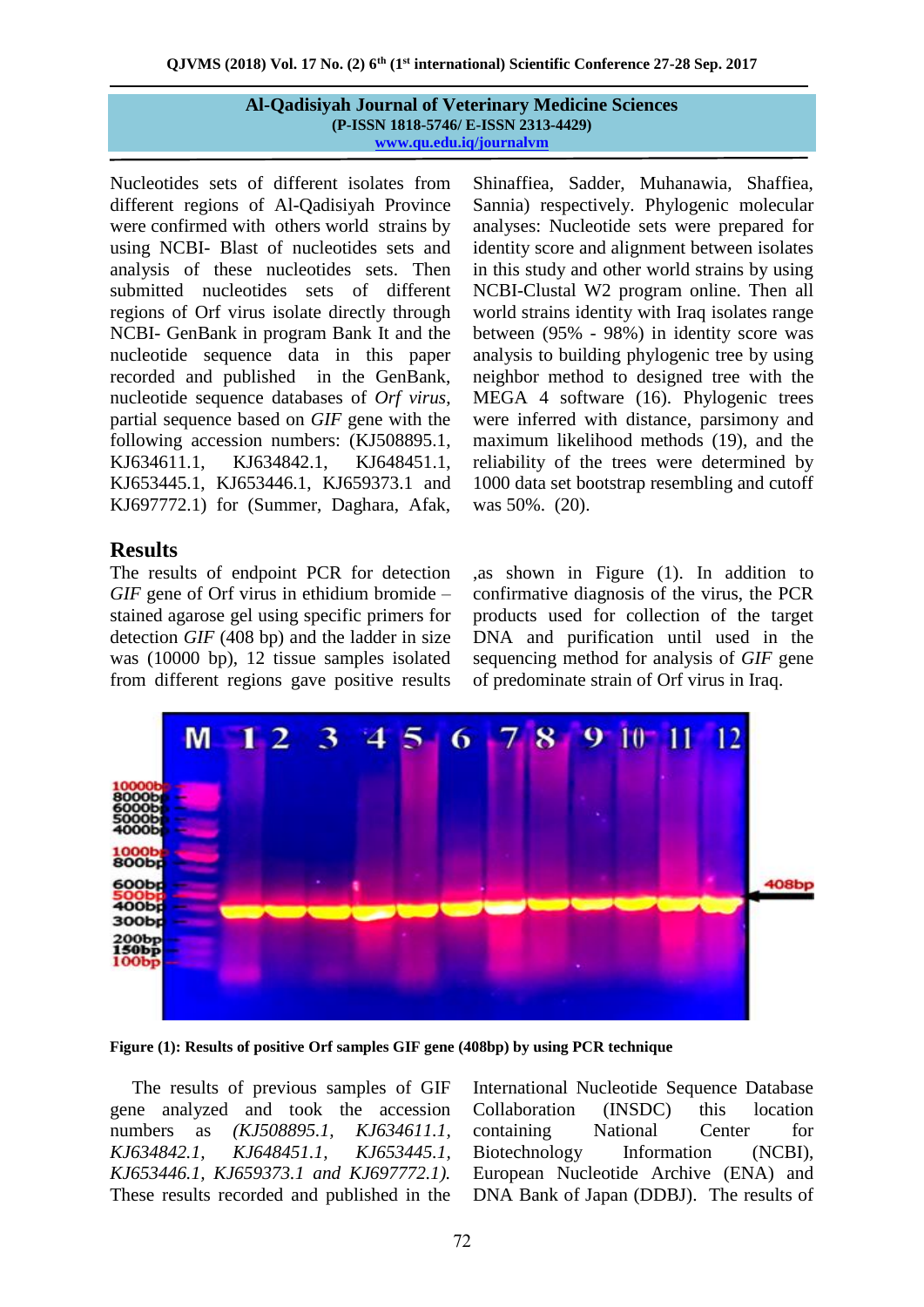Nucleotides sets of different isolates from different regions of Al-Qadisiyah Province were confirmed with others world strains by using NCBI- Blast of nucleotides sets and analysis of these nucleotides sets. Then submitted nucleotides sets of different regions of Orf virus isolate directly through NCBI- GenBank in program Bank It and the nucleotide sequence data in this paper recorded and published in the GenBank, nucleotide sequence databases of *Orf virus*, partial sequence based on *GIF* gene with the following accession numbers: (KJ508895.1, KJ634611.1, KJ634842.1, KJ648451.1, KJ653445.1, KJ653446.1, KJ659373.1 and KJ697772.1) for (Summer, Daghara, Afak, Shinaffiea, Sadder, Muhanawia, Shaffiea, Sannia) respectively. Phylogenic molecular analyses: Nucleotide sets were prepared for identity score and alignment between isolates in this study and other world strains by using NCBI-Clustal W2 program online. Then all world strains identity with Iraq isolates range between (95% - 98%) in identity score was analysis to building phylogenic tree by using neighbor method to designed tree with the MEGA 4 software (16). Phylogenic trees were inferred with distance, parsimony and maximum likelihood methods (19), and the reliability of the trees were determined by 1000 data set bootstrap resembling and cutoff was 50%. (20).

## Results

The results of endpoint PCR for detection *GIF* gene of Orf virus in ethidium bromide – stained agarose gel using specific primers for detection *GIF* (408 bp) and the ladder in size was (10000 bp), 12 tissue samples isolated from different regions gave positive results ,as shown in Figure (1). In addition to confirmative diagnosis of the virus, the PCR products used for collection of the target DNA and purification until used in the sequencing method for analysis of *GIF* gene of predominate strain of Orf virus in Iraq.

**Figure (1): Results of positive Orf samples GIF gene (408bp) by using PCR technique**

The results of previous samples of GIF gene analyzed and took the accession numbers as *(KJ508895.1, KJ634611.1, KJ634842.1, KJ648451.1, KJ653445.1, KJ653446.1, KJ659373.1 and KJ697772.1).* These results recorded and published in the International Nucleotide Sequence Database Collaboration (INSDC) this location containing National Center for Biotechnology Information (NCBI), European Nucleotide Archive (ENA) and DNA Bank of Japan (DDBJ). The results of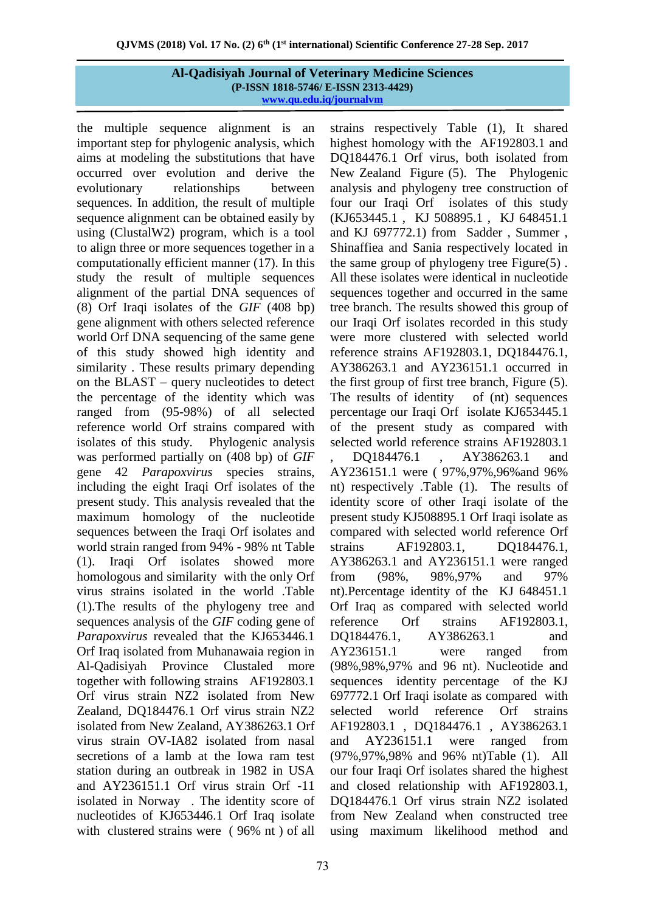the multiple sequence alignment is an important step for phylogenic analysis, which aims at modeling the substitutions that have occurred over evolution and derive the evolutionary relationships between sequences. In addition, the result of multiple sequence alignment can be obtained easily by using (ClustalW2) program, which is a tool to align three or more sequences together in a computationally efficient manner (17). In this study the result of multiple sequences alignment of the partial DNA sequences of (8) Orf Iraqi isolates of the *GIF* (408 bp) gene alignment with others selected reference world Orf DNA sequencing of the same gene of this study showed high identity and similarity . These results primary depending on the BLAST – query nucleotides to detect the percentage of the identity which was ranged from (95-98%) of all selected reference world Orf strains compared with isolates of this study. Phylogenic analysis was performed partially on (408 bp) of *GIF* gene 42 *Parapoxvirus* species strains, including the eight Iraqi Orf isolates of the present study. This analysis revealed that the maximum homology of the nucleotide sequences between the Iraqi Orf isolates and world strain ranged from 94% - 98% nt Table (1). Iraqi Orf isolates showed more homologous and similarity with the only Orf virus strains isolated in the world .Table (1).The results of the phylogeny tree and sequences analysis of the *GIF* coding gene of *Parapoxvirus* revealed that the KJ653446.1 Orf Iraq isolated from Muhanawaia region in Al-Qadisiyah Province Clustaled more together with following strains AF192803.1 Orf virus strain NZ2 isolated from New Zealand, DQ184476.1 Orf virus strain NZ2 isolated from New Zealand, AY386263.1 Orf virus strain OV-IA82 isolated from nasal secretions of a lamb at the Iowa ram test station during an outbreak in 1982 in USA and AY236151.1 Orf virus strain Orf -11 isolated in Norway . The identity score of nucleotides of KJ653446.1 Orf Iraq isolate with clustered strains were ( 96% nt ) of all strains respectively Table (1), It shared highest homology with the AF192803.1 and DQ184476.1 Orf virus, both isolated from New Zealand Figure (5). The Phylogenic analysis and phylogeny tree construction of four our Iraqi Orf isolates of this study (KJ653445.1 , KJ 508895.1 , KJ 648451.1 and KJ 697772.1) from Sadder , Summer , Shinaffiea and Sania respectively located in the same group of phylogeny tree Figure(5) . All these isolates were identical in nucleotide sequences together and occurred in the same tree branch. The results showed this group of our Iraqi Orf isolates recorded in this study were more clustered with selected world reference strains AF192803.1, DQ184476.1, AY386263.1 and AY236151.1 occurred in the first group of first tree branch, Figure (5). The results of identity of (nt) sequences percentage our Iraqi Orf isolate KJ653445.1 of the present study as compared with selected world reference strains AF192803.1 , DQ184476.1 , AY386263.1 and AY236151.1 were ( 97%,97%,96%and 96% nt) respectively .Table (1). The results of identity score of other Iraqi isolate of the present study KJ508895.1 Orf Iraqi isolate as compared with selected world reference Orf strains AF192803.1, DQ184476.1, AY386263.1 and AY236151.1 were ranged from (98%, 98%,97% and 97% nt).Percentage identity of the KJ 648451.1 Orf Iraq as compared with selected world reference Orf strains AF192803.1, DQ184476.1, AY386263.1 and AY236151.1 were ranged from (98%,98%,97% and 96 nt). Nucleotide and sequences identity percentage of the KJ 697772.1 Orf Iraqi isolate as compared with selected world reference Orf strains AF192803.1 , DQ184476.1 , AY386263.1 and AY236151.1 were ranged from (97%,97%,98% and 96% nt)Table (1). All our four Iraqi Orf isolates shared the highest and closed relationship with AF192803.1, DQ184476.1 Orf virus strain NZ2 isolated from New Zealand when constructed tree using maximum likelihood method and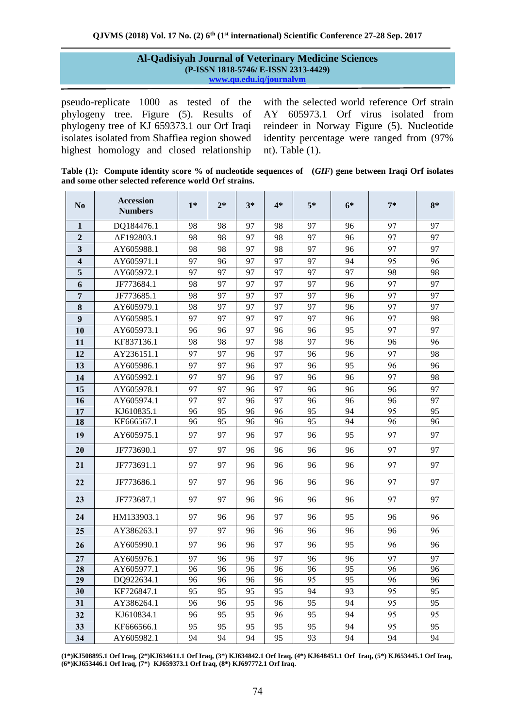pseudo-replicate 1000 as tested of the phylogeny tree. Figure (5). Results of phylogeny tree of KJ 659373.1 our Orf Iraqi isolates isolated from Shaffiea region showed highest homology and closed relationship with the selected world reference Orf strain AY 605973.1 Orf virus isolated from reindeer in Norway Figure (5). Nucleotide identity percentage were ranged from (97% nt). Table (1).

**Table (1): Compute identity score % of nucleotide sequences of (*GIF*) gene between Iraqi Orf isolates and some other selected reference world Orf strains.**

| No | Accession Numbers | 1* | 2* | 3* | 4* | 5* | 6* | 7* | 8* |
|---|---|---|---|---|---|---|---|---|---|
| 1 | DQ184476.1 | 98 | 98 | 97 | 98 | 97 | 96 | 97 | 97 |
| 2 | AF192803.1 | 98 | 98 | 97 | 98 | 97 | 96 | 97 | 97 |
| 3 | AY605988.1 | 98 | 98 | 97 | 98 | 97 | 96 | 97 | 97 |
| 4 | AY605971.1 | 97 | 96 | 97 | 97 | 97 | 94 | 95 | 96 |
| 5 | AY605972.1 | 97 | 97 | 97 | 97 | 97 | 97 | 98 | 98 |
| 6 | JF773684.1 | 98 | 97 | 97 | 97 | 97 | 96 | 97 | 97 |
| 7 | JF773685.1 | 98 | 97 | 97 | 97 | 97 | 96 | 97 | 97 |
| 8 | AY605979.1 | 98 | 97 | 97 | 97 | 97 | 96 | 97 | 97 |
| 9 | AY605985.1 | 97 | 97 | 97 | 97 | 97 | 96 | 97 | 98 |
| 10 | AY605973.1 | 96 | 96 | 97 | 96 | 96 | 95 | 97 | 97 |
| 11 | KF837136.1 | 98 | 98 | 97 | 98 | 97 | 96 | 96 | 96 |
| 12 | AY236151.1 | 97 | 97 | 96 | 97 | 96 | 96 | 97 | 98 |
| 13 | AY605986.1 | 97 | 97 | 96 | 97 | 96 | 95 | 96 | 96 |
| 14 | AY605992.1 | 97 | 97 | 96 | 97 | 96 | 96 | 97 | 98 |
| 15 | AY605978.1 | 97 | 97 | 96 | 97 | 96 | 96 | 96 | 97 |
| 16 | AY605974.1 | 97 | 97 | 96 | 97 | 96 | 96 | 96 | 97 |
| 17 | KJ610835.1 | 96 | 95 | 96 | 96 | 95 | 94 | 95 | 95 |
| 18 | KF666567.1 | 96 | 95 | 96 | 96 | 95 | 94 | 96 | 96 |
| 19 | AY605975.1 | 97 | 97 | 96 | 97 | 96 | 95 | 97 | 97 |
| 20 | JF773690.1 | 97 | 97 | 96 | 96 | 96 | 96 | 97 | 97 |
| 21 | JF773691.1 | 97 | 97 | 96 | 96 | 96 | 96 | 97 | 97 |
| 22 | JF773686.1 | 97 | 97 | 96 | 96 | 96 | 96 | 97 | 97 |
| 23 | JF773687.1 | 97 | 97 | 96 | 96 | 96 | 96 | 97 | 97 |
| 24 | HM133903.1 | 97 | 96 | 96 | 97 | 96 | 95 | 96 | 96 |
| 25 | AY386263.1 | 97 | 97 | 96 | 96 | 96 | 96 | 96 | 96 |
| 26 | AY605990.1 | 97 | 96 | 96 | 97 | 96 | 95 | 96 | 96 |
| 27 | AY605976.1 | 97 | 96 | 96 | 97 | 96 | 96 | 97 | 97 |
| 28 | AY605977.1 | 96 | 96 | 96 | 96 | 96 | 95 | 96 | 96 |
| 29 | DQ922634.1 | 96 | 96 | 96 | 96 | 95 | 95 | 96 | 96 |
| 30 | KF726847.1 | 95 | 95 | 95 | 95 | 94 | 93 | 95 | 95 |
| 31 | AY386264.1 | 96 | 96 | 95 | 96 | 95 | 94 | 95 | 95 |
| 32 | KJ610834.1 | 96 | 95 | 95 | 96 | 95 | 94 | 95 | 95 |
| 33 | KF666566.1 | 95 | 95 | 95 | 95 | 95 | 94 | 95 | 95 |
| 34 | AY605982.1 | 94 | 94 | 94 | 95 | 93 | 94 | 94 | 94 |

**(1\*)KJ508895.1 Orf Iraq, (2\*)KJ634611.1 Orf Iraq, (3\*) KJ634842.1 Orf Iraq, (4\*) KJ648451.1 Orf Iraq, (5\*) KJ653445.1 Orf Iraq, (6\*)KJ653446.1 Orf Iraq, (7\*) KJ659373.1 Orf Iraq, (8\*) KJ697772.1 Orf Iraq.**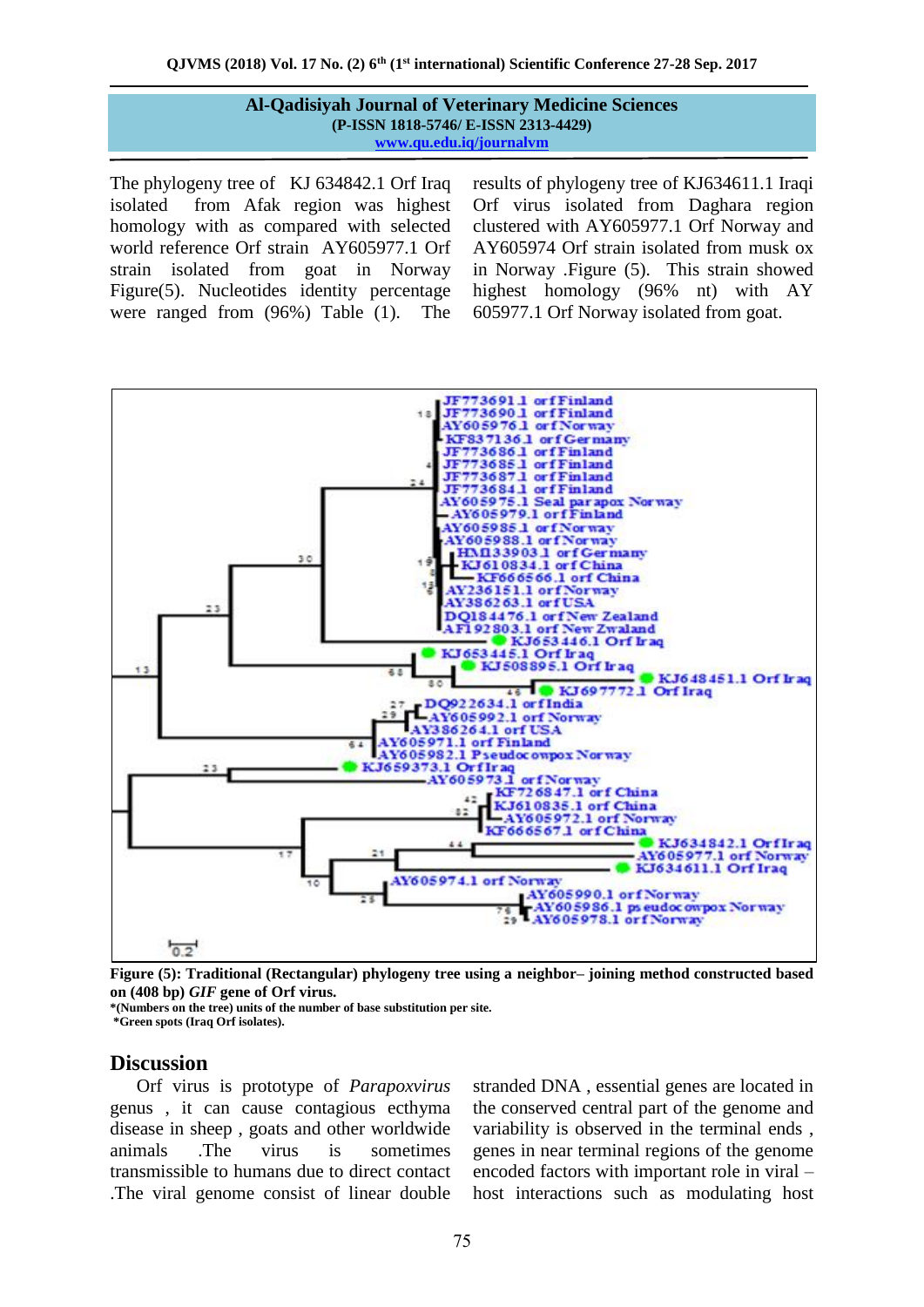The phylogeny tree of KJ 634842.1 Orf Iraq isolated from Afak region was highest homology with as compared with selected world reference Orf strain AY605977.1 Orf strain isolated from goat in Norway Figure(5). Nucleotides identity percentage were ranged from (96%) Table (1). The results of phylogeny tree of KJ634611.1 Iraqi Orf virus isolated from Daghara region clustered with AY605977.1 Orf Norway and AY605974 Orf strain isolated from musk ox in Norway .Figure (5). This strain showed highest homology (96% nt) with AY 605977.1 Orf Norway isolated from goat.

**Figure (5): Traditional (Rectangular) phylogeny tree using a neighbor– joining method constructed based on (408 bp) *GIF* gene of Orf virus.**

**\*(Numbers on the tree) units of the number of base substitution per site.**

**\*Green spots (Iraq Orf isolates).**

## Discussion

Orf virus is prototype of *Parapoxvirus* genus , it can cause contagious ecthyma disease in sheep , goats and other worldwide animals .The virus is sometimes transmissible to humans due to direct contact .The viral genome consist of linear double stranded DNA , essential genes are located in the conserved central part of the genome and variability is observed in the terminal ends , genes in near terminal regions of the genome encoded factors with important role in viral –host interactions such as modulating host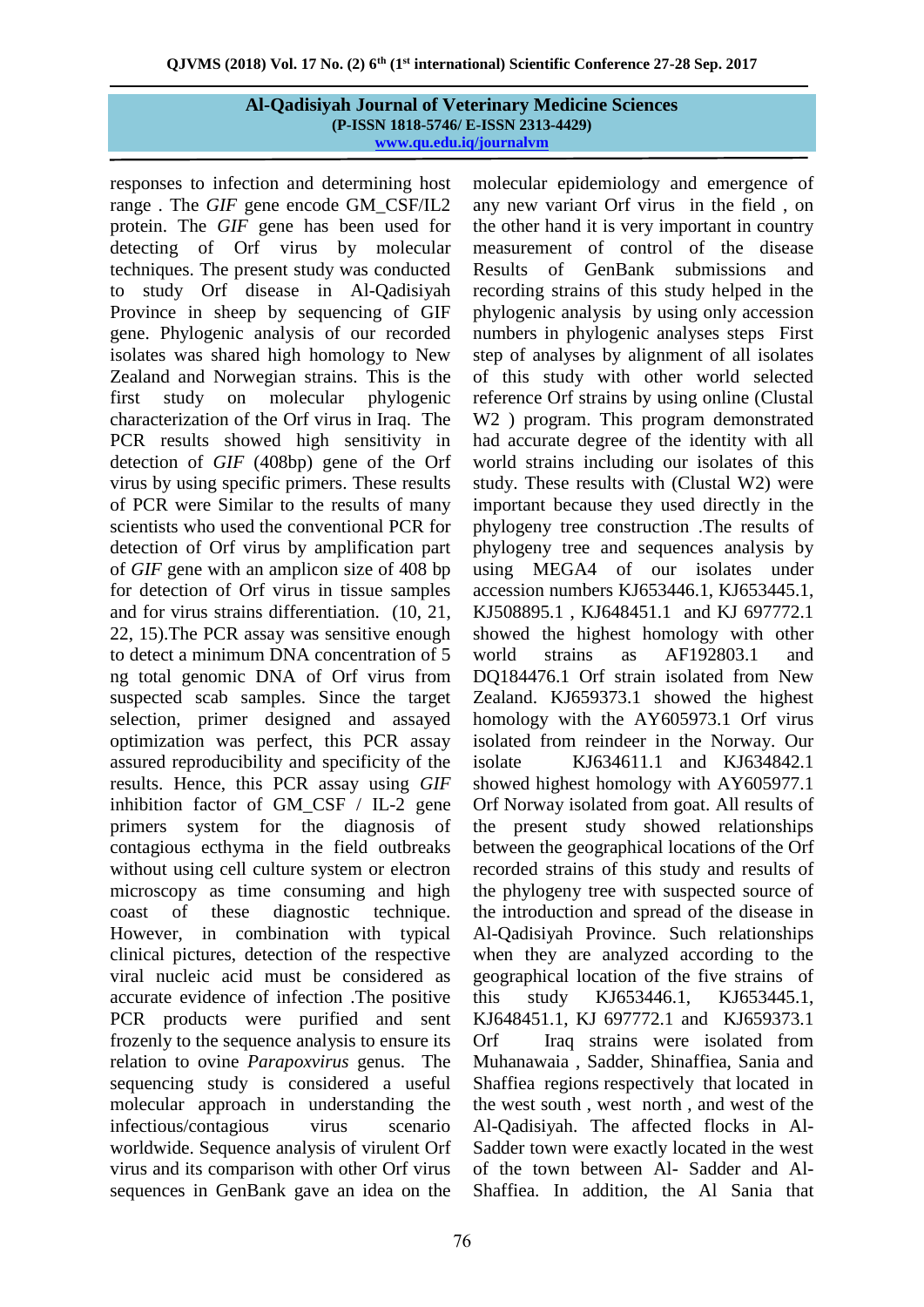responses to infection and determining host range . The *GIF* gene encode GM_CSF/IL2 protein. The *GIF* gene has been used for detecting of Orf virus by molecular techniques. The present study was conducted to study Orf disease in Al-Qadisiyah Province in sheep by sequencing of GIF gene. Phylogenic analysis of our recorded isolates was shared high homology to New Zealand and Norwegian strains. This is the first study on molecular phylogenic characterization of the Orf virus in Iraq. The PCR results showed high sensitivity in detection of *GIF* (408bp) gene of the Orf virus by using specific primers. These results of PCR were Similar to the results of many scientists who used the conventional PCR for detection of Orf virus by amplification part of *GIF* gene with an amplicon size of 408 bp for detection of Orf virus in tissue samples and for virus strains differentiation. (10, 21, 22, 15).The PCR assay was sensitive enough to detect a minimum DNA concentration of 5 ng total genomic DNA of Orf virus from suspected scab samples. Since the target selection, primer designed and assayed optimization was perfect, this PCR assay assured reproducibility and specificity of the results. Hence, this PCR assay using *GIF* inhibition factor of GM_CSF / IL-2 gene primers system for the diagnosis of contagious ecthyma in the field outbreaks without using cell culture system or electron microscopy as time consuming and high coast of these diagnostic technique. However, in combination with typical clinical pictures, detection of the respective viral nucleic acid must be considered as accurate evidence of infection .The positive PCR products were purified and sent frozenly to the sequence analysis to ensure its relation to ovine *Parapoxvirus* genus. The sequencing study is considered a useful molecular approach in understanding the infectious/contagious virus scenario worldwide. Sequence analysis of virulent Orf virus and its comparison with other Orf virus sequences in GenBank gave an idea on the molecular epidemiology and emergence of any new variant Orf virus in the field , on the other hand it is very important in country measurement of control of the disease Results of GenBank submissions and recording strains of this study helped in the phylogenic analysis by using only accession numbers in phylogenic analyses steps First step of analyses by alignment of all isolates of this study with other world selected reference Orf strains by using online (Clustal W2 ) program. This program demonstrated had accurate degree of the identity with all world strains including our isolates of this study. These results with (Clustal W2) were important because they used directly in the phylogeny tree construction .The results of phylogeny tree and sequences analysis by using MEGA4 of our isolates under accession numbers KJ653446.1, KJ653445.1, KJ508895.1 , KJ648451.1 and KJ 697772.1 showed the highest homology with other world strains as AF192803.1 and DQ184476.1 Orf strain isolated from New Zealand. KJ659373.1 showed the highest homology with the AY605973.1 Orf virus isolated from reindeer in the Norway. Our isolate KJ634611.1 and KJ634842.1 showed highest homology with AY605977.1 Orf Norway isolated from goat. All results of the present study showed relationships between the geographical locations of the Orf recorded strains of this study and results of the phylogeny tree with suspected source of the introduction and spread of the disease in Al-Qadisiyah Province. Such relationships when they are analyzed according to the geographical location of the five strains of this study KJ653446.1, KJ653445.1, KJ648451.1, KJ 697772.1 and KJ659373.1 Orf Iraq strains were isolated from Muhanawaia , Sadder, Shinaffiea, Sania and Shaffiea regions respectively that located in the west south , west north , and west of the Al-Qadisiyah. The affected flocks in Al-Sadder town were exactly located in the west of the town between Al- Sadder and Al-Shaffiea. In addition, the Al Sania that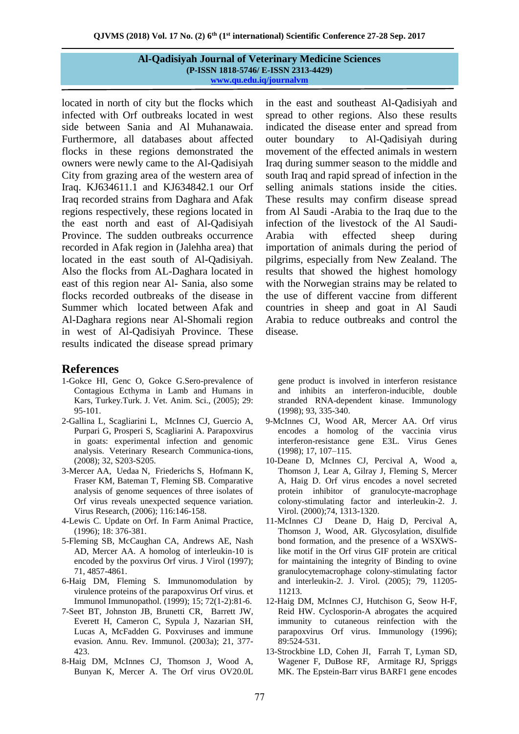located in north of city but the flocks which infected with Orf outbreaks located in west side between Sania and Al Muhanawaia. Furthermore, all databases about affected flocks in these regions demonstrated the owners were newly came to the Al-Qadisiyah City from grazing area of the western area of Iraq. KJ634611.1 and KJ634842.1 our Orf Iraq recorded strains from Daghara and Afak regions respectively, these regions located in the east north and east of Al-Qadisiyah Province. The sudden outbreaks occurrence recorded in Afak region in (Jalehha area) that located in the east south of Al-Qadisiyah. Also the flocks from AL-Daghara located in east of this region near Al- Sania, also some flocks recorded outbreaks of the disease in Summer which located between Afak and Al-Daghara regions near Al-Shomali region in west of Al-Qadisiyah Province. These results indicated the disease spread primary in the east and southeast Al-Qadisiyah and spread to other regions. Also these results indicated the disease enter and spread from outer boundary to Al-Qadisiyah during movement of the effected animals in western Iraq during summer season to the middle and south Iraq and rapid spread of infection in the selling animals stations inside the cities. These results may confirm disease spread from Al Saudi -Arabia to the Iraq due to the infection of the livestock of the Al Saudi-Arabia with effected sheep during importation of animals during the period of pilgrims, especially from New Zealand. The results that showed the highest homology with the Norwegian strains may be related to the use of different vaccine from different countries in sheep and goat in Al Saudi Arabia to reduce outbreaks and control the disease.

## References

1-Gokce HI, Genc O, Gokce G.Sero-prevalence of Contagious Ecthyma in Lamb and Humans in Kars, Turkey.Turk. J. Vet. Anim. Sci., (2005); 29: 95-101.

2-Gallina L, Scagliarini L, McInnes CJ, Guercio A, Purpari G, Prosperi S, Scagliarini A. Parapoxvirus in goats: experimental infection and genomic analysis. Veterinary Research Communica-tions, (2008); 32, S203-S205.

3-Mercer AA, Uedaa N, Friederichs S, Hofmann K, Fraser KM, Bateman T, Fleming SB. Comparative analysis of genome sequences of three isolates of Orf virus reveals unexpected sequence variation. Virus Research, (2006); 116:146-158.

4-Lewis C. Update on Orf. In Farm Animal Practice, (1996); 18: 376-381.

5-Fleming SB, McCaughan CA, Andrews AE, Nash AD, Mercer AA. A homolog of interleukin-10 is encoded by the poxvirus Orf virus. J Virol (1997); 71, 4857-4861.

6-Haig DM, Fleming S. Immunomodulation by virulence proteins of the parapoxvirus Orf virus. et Immunol Immunopathol. (1999); 15; 72(1-2):81-6.

7-Seet BT, Johnston JB, Brunetti CR, Barrett JW, Everett H, Cameron C, Sypula J, Nazarian SH, Lucas A, McFadden G. Poxviruses and immune evasion. Annu. Rev. Immunol. (2003a); 21, 377-423.

8-Haig DM, McInnes CJ, Thomson J, Wood A, Bunyan K, Mercer A. The Orf virus OV20.0L gene product is involved in interferon resistance and inhibits an interferon-inducible, double stranded RNA-dependent kinase. Immunology (1998); 93, 335-340.

9-McInnes CJ, Wood AR, Mercer AA. Orf virus encodes a homolog of the vaccinia virus interferon-resistance gene E3L. Virus Genes (1998); 17, 107–115.

10-Deane D, McInnes CJ, Percival A, Wood a, Thomson J, Lear A, Gilray J, Fleming S, Mercer A, Haig D. Orf virus encodes a novel secreted protein inhibitor of granulocyte-macrophage colony-stimulating factor and interleukin-2. J. Virol. (2000);74, 1313-1320.

11-McInnes CJ Deane D, Haig D, Percival A, Thomson J, Wood, AR. Glycosylation, disulfide bond formation, and the presence of a WSXWS-like motif in the Orf virus GIF protein are critical for maintaining the integrity of Binding to ovine granulocytemacrophage colony-stimulating factor and interleukin-2. J. Virol. (2005); 79, 11205-11213.

12-Haig DM, McInnes CJ, Hutchison G, Seow H-F, Reid HW. Cyclosporin-A abrogates the acquired immunity to cutaneous reinfection with the parapoxvirus Orf virus. Immunology (1996); 89:524-531.

13-Strockbine LD, Cohen JI, Farrah T, Lyman SD, Wagener F, DuBose RF, Armitage RJ, Spriggs MK. The Epstein-Barr virus BARF1 gene encodes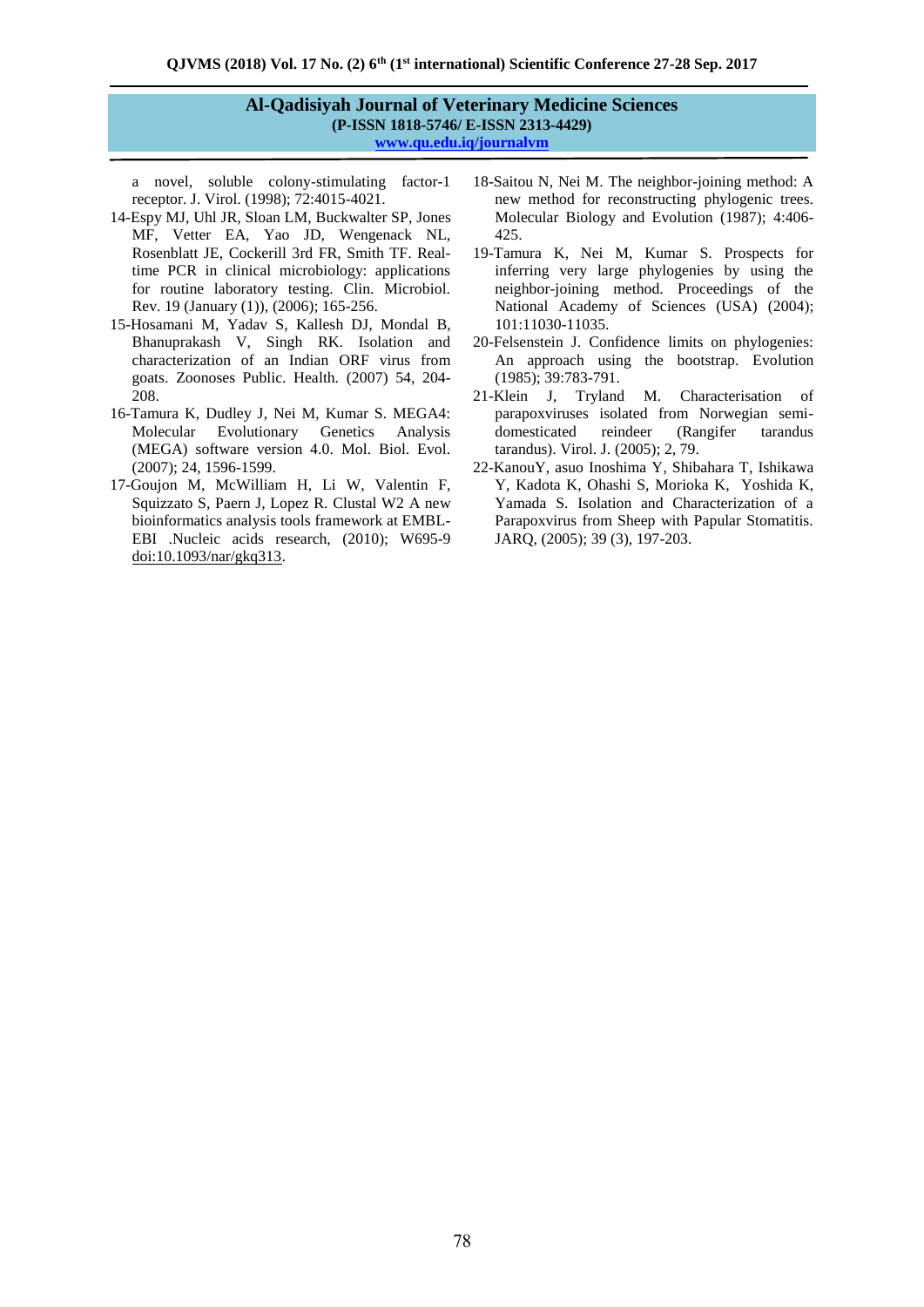a novel, soluble colony-stimulating factor-1 receptor. J. Virol. (1998); 72:4015-4021.

14-Espy MJ, Uhl JR, Sloan LM, Buckwalter SP, Jones MF, Vetter EA, Yao JD, Wengenack NL, Rosenblatt JE, Cockerill 3rd FR, Smith TF. Real-time PCR in clinical microbiology: applications for routine laboratory testing. Clin. Microbiol. Rev. 19 (January (1)), (2006); 165-256.

15-Hosamani M, Yadav S, Kallesh DJ, Mondal B, Bhanuprakash V, Singh RK. Isolation and characterization of an Indian ORF virus from goats. Zoonoses Public. Health. (2007) 54, 204-208.

16-Tamura K, Dudley J, Nei M, Kumar S. MEGA4: Molecular Evolutionary Genetics Analysis (MEGA) software version 4.0. Mol. Biol. Evol. (2007); 24, 1596-1599.

17-Goujon M, McWilliam H, Li W, Valentin F, Squizzato S, Paern J, Lopez R. Clustal W2 A new bioinformatics analysis tools framework at EMBL-EBI .Nucleic acids research, (2010); W695-9 doi:10.1093/nar/gkq313.

18-Saitou N, Nei M. The neighbor-joining method: A new method for reconstructing phylogenic trees. Molecular Biology and Evolution (1987); 4:406-425.

19-Tamura K, Nei M, Kumar S. Prospects for inferring very large phylogenies by using the neighbor-joining method. Proceedings of the National Academy of Sciences (USA) (2004); 101:11030-11035.

20-Felsenstein J. Confidence limits on phylogenies: An approach using the bootstrap. Evolution (1985); 39:783-791.

21-Klein J, Tryland M. Characterisation of parapoxviruses isolated from Norwegian semi-domesticated reindeer (Rangifer tarandus tarandus). Virol. J. (2005); 2, 79.

22-KanouY, asuo Inoshima Y, Shibahara T, Ishikawa Y, Kadota K, Ohashi S, Morioka K, Yoshida K, Yamada S. Isolation and Characterization of a Parapoxvirus from Sheep with Papular Stomatitis. JARQ, (2005); 39 (3), 197-203.